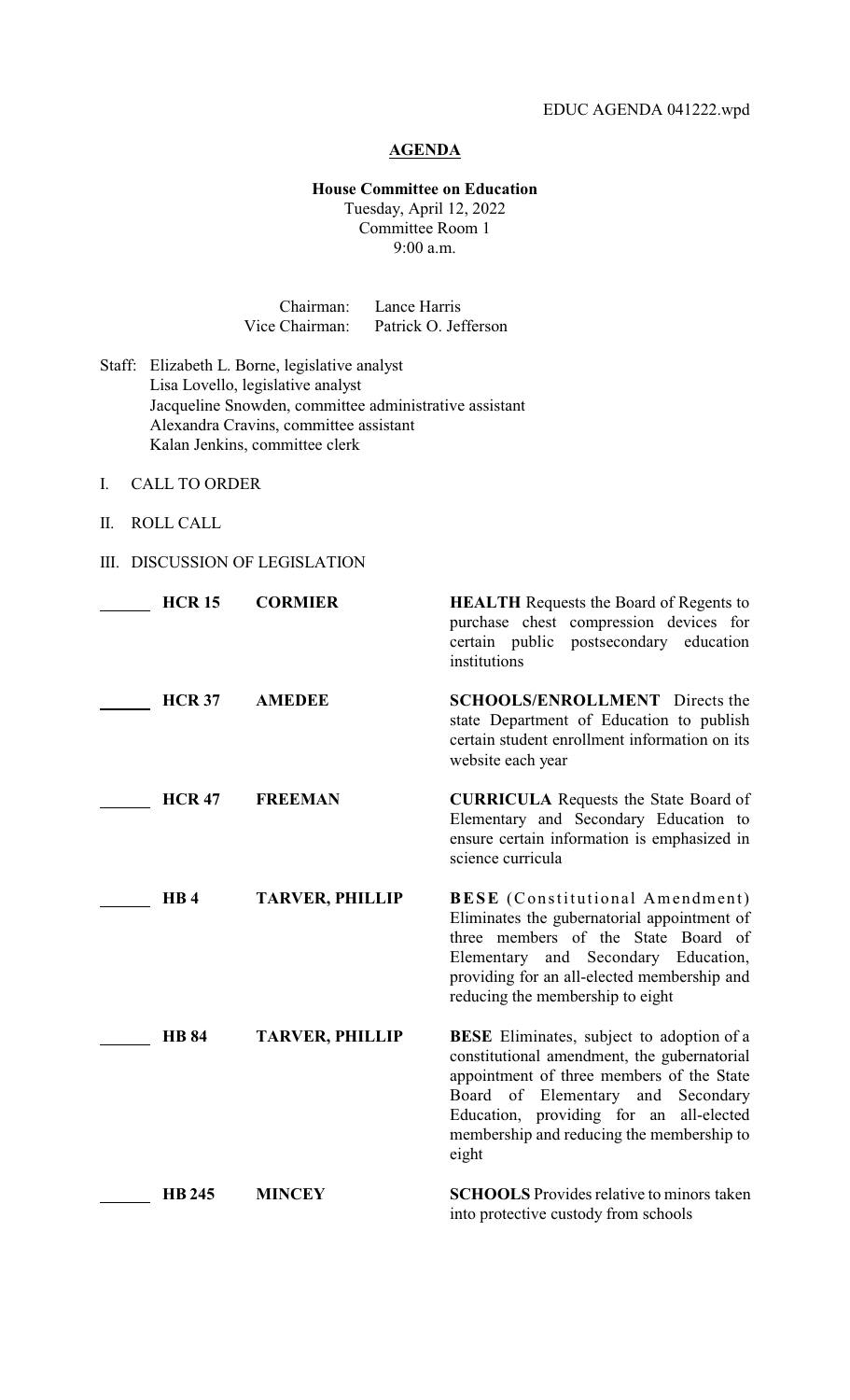EDUC AGENDA 041222.wpd

# AGENDA

**House Committee on Education**
Tuesday, April 12, 2022
Committee Room 1
9:00 a.m.

Chairman: Lance Harris
Vice Chairman: Patrick O. Jefferson

Staff: Elizabeth L. Borne, legislative analyst
Lisa Lovello, legislative analyst
Jacqueline Snowden, committee administrative assistant
Alexandra Cravins, committee assistant
Kalan Jenkins, committee clerk

I. CALL TO ORDER

II. ROLL CALL

III. DISCUSSION OF LEGISLATION

| | Bill | Author | Description |
|---|---|---|---|
| ______ | **HCR 15** | **CORMIER** | **HEALTH** Requests the Board of Regents to purchase chest compression devices for certain public postsecondary education institutions |
| ______ | **HCR 37** | **AMEDEE** | **SCHOOLS/ENROLLMENT** Directs the state Department of Education to publish certain student enrollment information on its website each year |
| ______ | **HCR 47** | **FREEMAN** | **CURRICULA** Requests the State Board of Elementary and Secondary Education to ensure certain information is emphasized in science curricula |
| ______ | **HB 4** | **TARVER, PHILLIP** | **BESE** (Constitutional Amendment) Eliminates the gubernatorial appointment of three members of the State Board of Elementary and Secondary Education, providing for an all-elected membership and reducing the membership to eight |
| ______ | **HB 84** | **TARVER, PHILLIP** | **BESE** Eliminates, subject to adoption of a constitutional amendment, the gubernatorial appointment of three members of the State Board of Elementary and Secondary Education, providing for an all-elected membership and reducing the membership to eight |
| ______ | **HB 245** | **MINCEY** | **SCHOOLS** Provides relative to minors taken into protective custody from schools |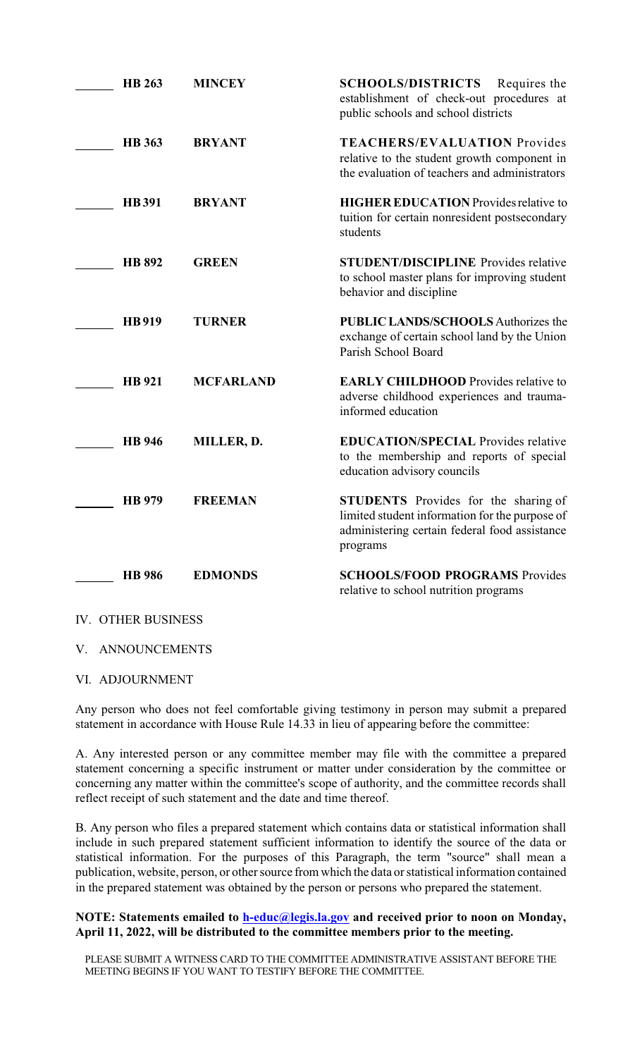| | | | |
|---|---|---|---|
| ______ | **HB 263** | **MINCEY** | **SCHOOLS/DISTRICTS** Requires the establishment of check-out procedures at public schools and school districts |
| ______ | **HB 363** | **BRYANT** | **TEACHERS/EVALUATION** Provides relative to the student growth component in the evaluation of teachers and administrators |
| ______ | **HB 391** | **BRYANT** | **HIGHER EDUCATION** Provides relative to tuition for certain nonresident postsecondary students |
| ______ | **HB 892** | **GREEN** | **STUDENT/DISCIPLINE** Provides relative to school master plans for improving student behavior and discipline |
| ______ | **HB 919** | **TURNER** | **PUBLIC LANDS/SCHOOLS** Authorizes the exchange of certain school land by the Union Parish School Board |
| ______ | **HB 921** | **MCFARLAND** | **EARLY CHILDHOOD** Provides relative to adverse childhood experiences and trauma-informed education |
| ______ | **HB 946** | **MILLER, D.** | **EDUCATION/SPECIAL** Provides relative to the membership and reports of special education advisory councils |
| ______ | **HB 979** | **FREEMAN** | **STUDENTS** Provides for the sharing of limited student information for the purpose of administering certain federal food assistance programs |
| ______ | **HB 986** | **EDMONDS** | **SCHOOLS/FOOD PROGRAMS** Provides relative to school nutrition programs |

IV. OTHER BUSINESS

V. ANNOUNCEMENTS

VI. ADJOURNMENT

Any person who does not feel comfortable giving testimony in person may submit a prepared statement in accordance with House Rule 14.33 in lieu of appearing before the committee:

A. Any interested person or any committee member may file with the committee a prepared statement concerning a specific instrument or matter under consideration by the committee or concerning any matter within the committee's scope of authority, and the committee records shall reflect receipt of such statement and the date and time thereof.

B. Any person who files a prepared statement which contains data or statistical information shall include in such prepared statement sufficient information to identify the source of the data or statistical information. For the purposes of this Paragraph, the term "source" shall mean a publication, website, person, or other source from which the data or statistical information contained in the prepared statement was obtained by the person or persons who prepared the statement.

**NOTE: Statements emailed to h-educ@legis.la.gov and received prior to noon on Monday, April 11, 2022, will be distributed to the committee members prior to the meeting.**

PLEASE SUBMIT A WITNESS CARD TO THE COMMITTEE ADMINISTRATIVE ASSISTANT BEFORE THE MEETING BEGINS IF YOU WANT TO TESTIFY BEFORE THE COMMITTEE.